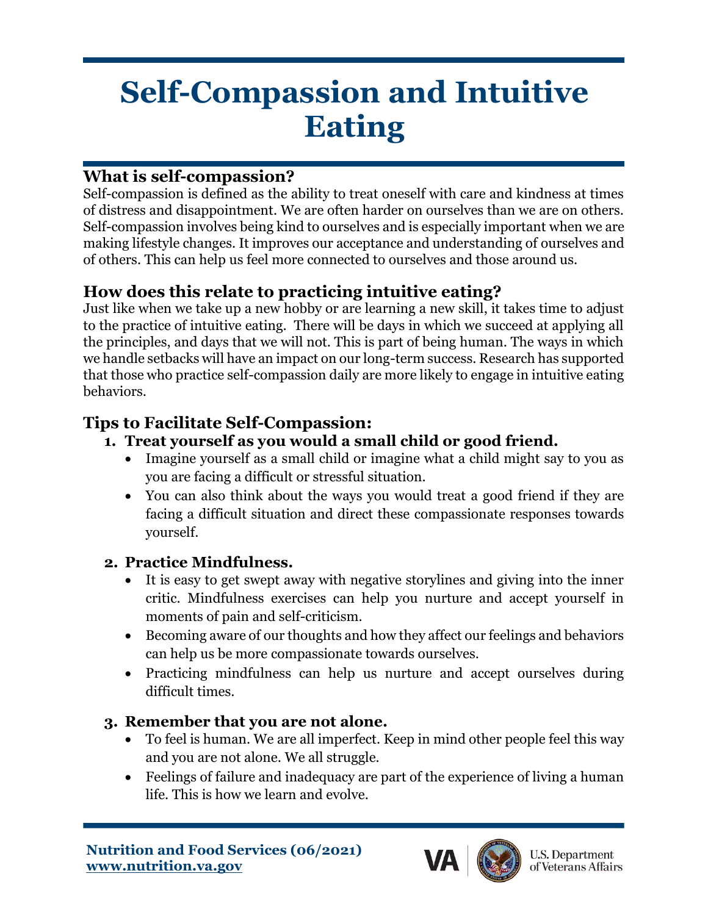# Self-Compassion and Intuitive Eating

## What is self-compassion?

Self-compassion is defined as the ability to treat oneself with care and kindness at times of distress and disappointment. We are often harder on ourselves than we are on others. Self-compassion involves being kind to ourselves and is especially important when we are making lifestyle changes. It improves our acceptance and understanding of ourselves and of others. This can help us feel more connected to ourselves and those around us.

## How does this relate to practicing intuitive eating?

Just like when we take up a new hobby or are learning a new skill, it takes time to adjust to the practice of intuitive eating. There will be days in which we succeed at applying all the principles, and days that we will not. This is part of being human. The ways in which we handle setbacks will have an impact on our long-term success. Research has supported that those who practice self-compassion daily are more likely to engage in intuitive eating behaviors.

## Tips to Facilitate Self-Compassion:

1. **Treat yourself as you would a small child or good friend.**
   - Imagine yourself as a small child or imagine what a child might say to you as you are facing a difficult or stressful situation.
   - You can also think about the ways you would treat a good friend if they are facing a difficult situation and direct these compassionate responses towards yourself.

2. **Practice Mindfulness.**
   - It is easy to get swept away with negative storylines and giving into the inner critic. Mindfulness exercises can help you nurture and accept yourself in moments of pain and self-criticism.
   - Becoming aware of our thoughts and how they affect our feelings and behaviors can help us be more compassionate towards ourselves.
   - Practicing mindfulness can help us nurture and accept ourselves during difficult times.

3. **Remember that you are not alone.**
   - To feel is human. We are all imperfect. Keep in mind other people feel this way and you are not alone. We all struggle.
   - Feelings of failure and inadequacy are part of the experience of living a human life. This is how we learn and evolve.

**Nutrition and Food Services (06/2021)**
**www.nutrition.va.gov**

VA U.S. Department of Veterans Affairs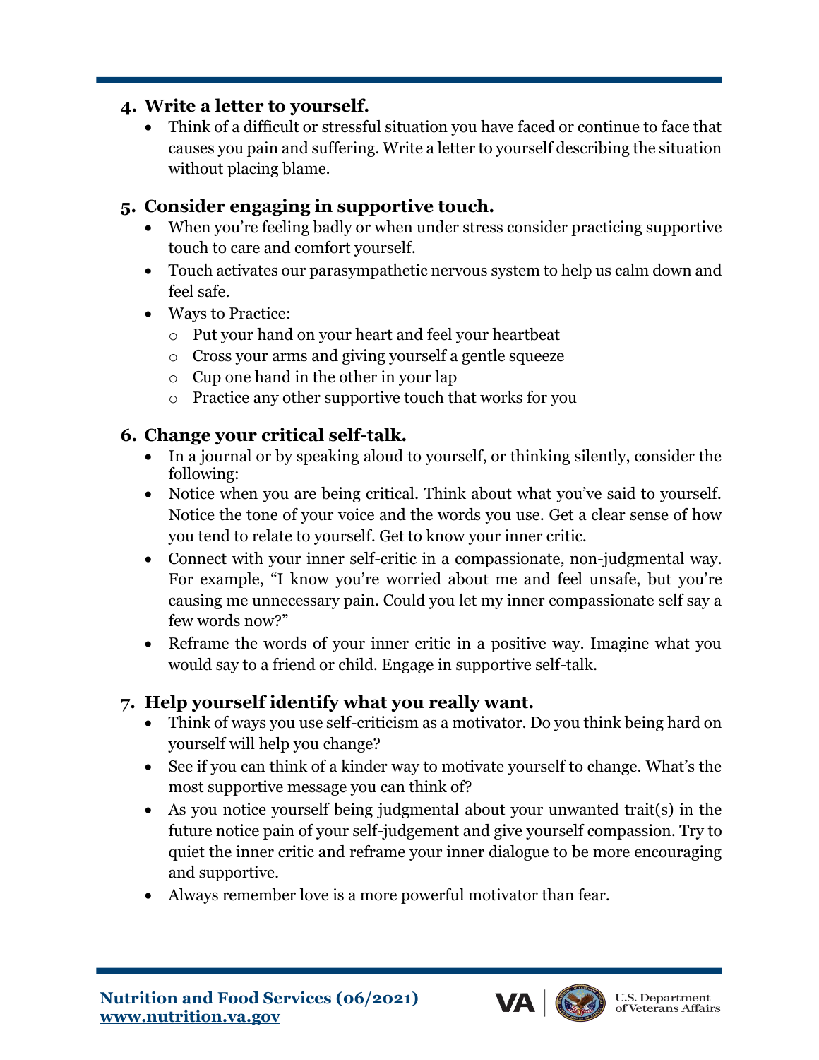4. **Write a letter to yourself.**
   - Think of a difficult or stressful situation you have faced or continue to face that causes you pain and suffering. Write a letter to yourself describing the situation without placing blame.

5. **Consider engaging in supportive touch.**
   - When you're feeling badly or when under stress consider practicing supportive touch to care and comfort yourself.
   - Touch activates our parasympathetic nervous system to help us calm down and feel safe.
   - Ways to Practice:
     - Put your hand on your heart and feel your heartbeat
     - Cross your arms and giving yourself a gentle squeeze
     - Cup one hand in the other in your lap
     - Practice any other supportive touch that works for you

6. **Change your critical self-talk.**
   - In a journal or by speaking aloud to yourself, or thinking silently, consider the following:
   - Notice when you are being critical. Think about what you've said to yourself. Notice the tone of your voice and the words you use. Get a clear sense of how you tend to relate to yourself. Get to know your inner critic.
   - Connect with your inner self-critic in a compassionate, non-judgmental way. For example, "I know you're worried about me and feel unsafe, but you're causing me unnecessary pain. Could you let my inner compassionate self say a few words now?"
   - Reframe the words of your inner critic in a positive way. Imagine what you would say to a friend or child. Engage in supportive self-talk.

7. **Help yourself identify what you really want.**
   - Think of ways you use self-criticism as a motivator. Do you think being hard on yourself will help you change?
   - See if you can think of a kinder way to motivate yourself to change. What's the most supportive message you can think of?
   - As you notice yourself being judgmental about your unwanted trait(s) in the future notice pain of your self-judgement and give yourself compassion. Try to quiet the inner critic and reframe your inner dialogue to be more encouraging and supportive.
   - Always remember love is a more powerful motivator than fear.

**Nutrition and Food Services (06/2021)**
**www.nutrition.va.gov**

VA | U.S. Department of Veterans Affairs